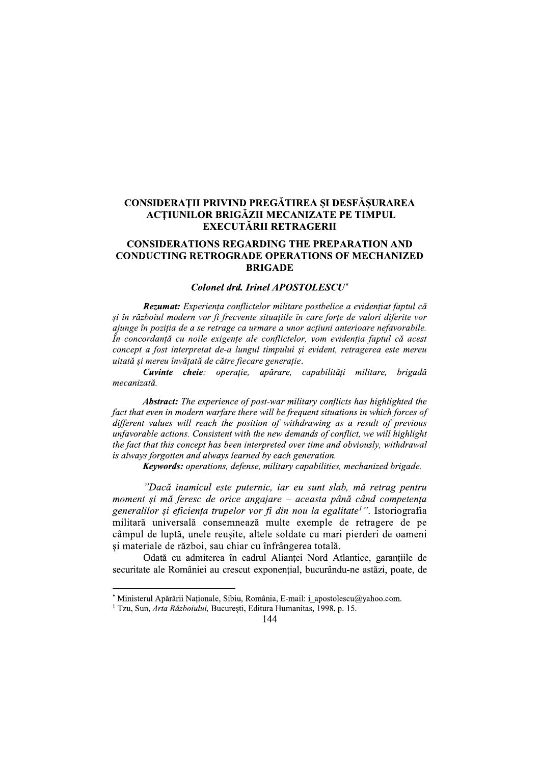# CONSIDERAŢII PRIVIND PREGĂTIREA ŞI DESFĂŞURAREA ACŢIUNILOR BRIGĂZII MECANIZATE PE TIMPUL EXECUTĂRII RETRAGERII

# CONSIDERATIONS REGARDING THE PREPARATION AND CONDUCTING RETROGRADE OPERATIONS OF MECHANIZED BRIGADE

***Colonel drd. Irinel APOSTOLESCU**** 

***Rezumat:*** *Experienţa conflictelor militare postbelice a evidenţiat faptul că şi în războiul modern vor fi frecvente situaţiile în care forţe de valori diferite vor ajunge în poziţia de a se retrage ca urmare a unor acţiuni anterioare nefavorabile. În concordanţă cu noile exigenţe ale conflictelor, vom evidenţia faptul că acest concept a fost interpretat de-a lungul timpului şi evident, retragerea este mereu uitată şi mereu învăţată de către fiecare generaţie.*

***Cuvinte cheie****: operaţie, apărare, capabilităţi militare, brigadă mecanizată.*

***Abstract:*** *The experience of post-war military conflicts has highlighted the fact that even in modern warfare there will be frequent situations in which forces of different values will reach the position of withdrawing as a result of previous unfavorable actions. Consistent with the new demands of conflict, we will highlight the fact that this concept has been interpreted over time and obviously, withdrawal is always forgotten and always learned by each generation.*

***Keywords:*** *operations, defense, military capabilities, mechanized brigade.*

*"Dacă inamicul este puternic, iar eu sunt slab, mă retrag pentru moment şi mă feresc de orice angajare – aceasta până când competenţa generalilor şi eficienţa trupelor vor fi din nou la egalitate[1]".* Istoriografia militară universală consemnează multe exemple de retragere de pe câmpul de luptă, unele reuşite, altele soldate cu mari pierderi de oameni şi materiale de război, sau chiar cu înfrângerea totală.

Odată cu admiterea în cadrul Alianţei Nord Atlantice, garanţiile de securitate ale României au crescut exponenţial, bucurându-ne astăzi, poate, de

---

\* Ministerul Apărării Naţionale, Sibiu, România, E-mail: i_apostolescu@yahoo.com.

[1] Tzu, Sun, *Arta Războiului,* Bucureşti, Editura Humanitas, 1998, p. 15.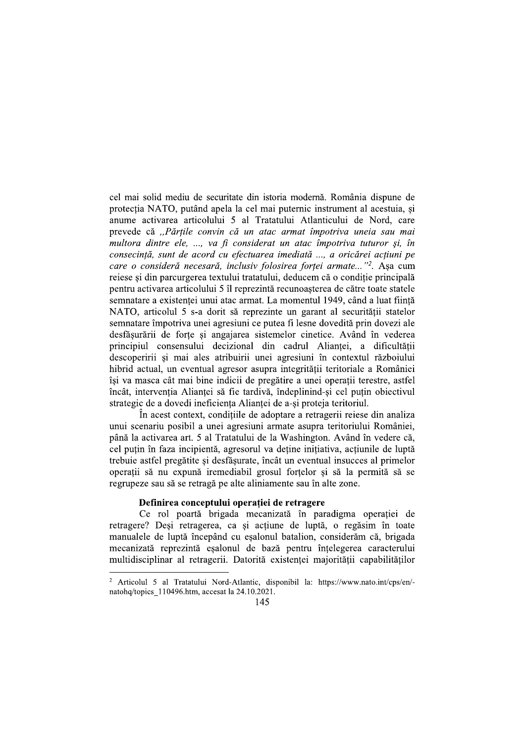cel mai solid mediu de securitate din istoria modernă. România dispune de protecția NATO, putând apela la cel mai puternic instrument al acestuia, și anume activarea articolului 5 al Tratatului Atlanticului de Nord, care prevede că *„Părțile convin că un atac armat împotriva uneia sau mai multora dintre ele, ..., va fi considerat un atac împotriva tuturor și, în consecință, sunt de acord cu efectuarea imediată ..., a oricărei acțiuni pe care o consideră necesară, inclusiv folosirea forței armate...”*[2]. Așa cum reiese și din parcurgerea textului tratatului, deducem că o condiție principală pentru activarea articolului 5 îl reprezintă recunoașterea de către toate statele semnatare a existenței unui atac armat. La momentul 1949, când a luat ființă NATO, articolul 5 s-a dorit să reprezinte un garant al securității statelor semnatare împotriva unei agresiuni ce putea fi lesne dovedită prin dovezi ale desfășurării de forțe și angajarea sistemelor cinetice. Având în vedere principiul consensului decizional din cadrul Alianței, a dificultății descoperirii și mai ales atribuirii unei agresiuni în contextul războiului hibrid actual, un eventual agresor asupra integrității teritoriale a României își va masca cât mai bine indicii de pregătire a unei operații terestre, astfel încât, intervenția Alianței să fie tardivă, îndeplinind-și cel puțin obiectivul strategic de a dovedi ineficiența Alianței de a-și proteja teritoriul.

În acest context, condițiile de adoptare a retragerii reiese din analiza unui scenariu posibil a unei agresiuni armate asupra teritoriului României, până la activarea art. 5 al Tratatului de la Washington. Având în vedere că, cel puțin în faza incipientă, agresorul va deține inițiativa, acțiunile de luptă trebuie astfel pregătite și desfășurate, încât un eventual insucces al primelor operații să nu expună iremediabil grosul forțelor și să la permită să se regrupeze sau să se retragă pe alte aliniamente sau în alte zone.

**Definirea conceptului operației de retragere**

Ce rol poartă brigada mecanizată în paradigma operației de retragere? Deși retragerea, ca și acțiune de luptă, o regăsim în toate manualele de luptă începând cu eșalonul batalion, considerăm că, brigada mecanizată reprezintă eșalonul de bază pentru înțelegerea caracterului multidisciplinar al retragerii. Datorită existenței majorității capabilităților

---

[2] Articolul 5 al Tratatului Nord-Atlantic, disponibil la: https://www.nato.int/cps/en/-natohq/topics_110496.htm, accesat la 24.10.2021.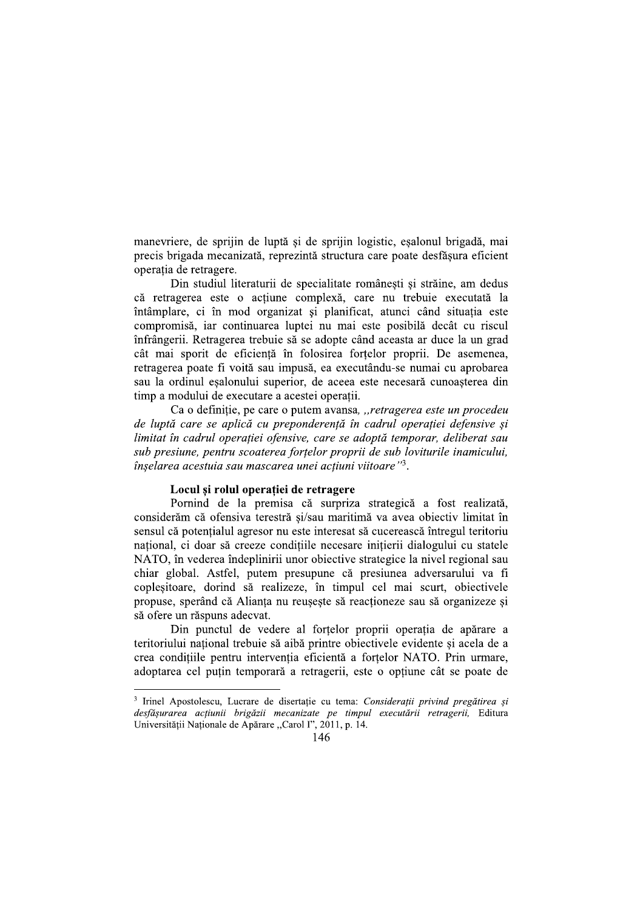manevriere, de sprijin de luptă și de sprijin logistic, eșalonul brigadă, mai precis brigada mecanizată, reprezintă structura care poate desfășura eficient operația de retragere.

Din studiul literaturii de specialitate românești și străine, am dedus că retragerea este o acțiune complexă, care nu trebuie executată la întâmplare, ci în mod organizat și planificat, atunci când situația este compromisă, iar continuarea luptei nu mai este posibilă decât cu riscul înfrângerii. Retragerea trebuie să se adopte când aceasta ar duce la un grad cât mai sporit de eficiență în folosirea forțelor proprii. De asemenea, retragerea poate fi voită sau impusă, ea executându-se numai cu aprobarea sau la ordinul eșalonului superior, de aceea este necesară cunoașterea din timp a modului de executare a acestei operații.

Ca o definiție, pe care o putem avansa, *„retragerea este un procedeu de luptă care se aplică cu preponderență în cadrul operației defensive și limitat în cadrul operației ofensive, care se adoptă temporar, deliberat sau sub presiune, pentru scoaterea forțelor proprii de sub loviturile inamicului, înșelarea acestuia sau mascarea unei acțiuni viitoare"*[3].

**Locul și rolul operației de retragere**

Pornind de la premisa că surpriza strategică a fost realizată, considerăm că ofensiva terestră și/sau maritimă va avea obiectiv limitat în sensul că potențialul agresor nu este interesat să cucerească întregul teritoriu național, ci doar să creeze condițiile necesare inițierii dialogului cu statele NATO, în vederea îndeplinirii unor obiective strategice la nivel regional sau chiar global. Astfel, putem presupune că presiunea adversarului va fi copleșitoare, dorind să realizeze, în timpul cel mai scurt, obiectivele propuse, sperând că Alianța nu reușește să reacționeze sau să organizeze și să ofere un răspuns adecvat.

Din punctul de vedere al forțelor proprii operația de apărare a teritoriului național trebuie să aibă printre obiectivele evidente și acela de a crea condițiile pentru intervenția eficientă a forțelor NATO. Prin urmare, adoptarea cel puțin temporară a retragerii, este o opțiune cât se poate de

---

[3] Irinel Apostolescu, Lucrare de disertație cu tema: *Considerații privind pregătirea și desfășurarea acțiunii brigăzii mecanizate pe timpul executării retragerii,* Editura Universității Naționale de Apărare „Carol I", 2011, p. 14.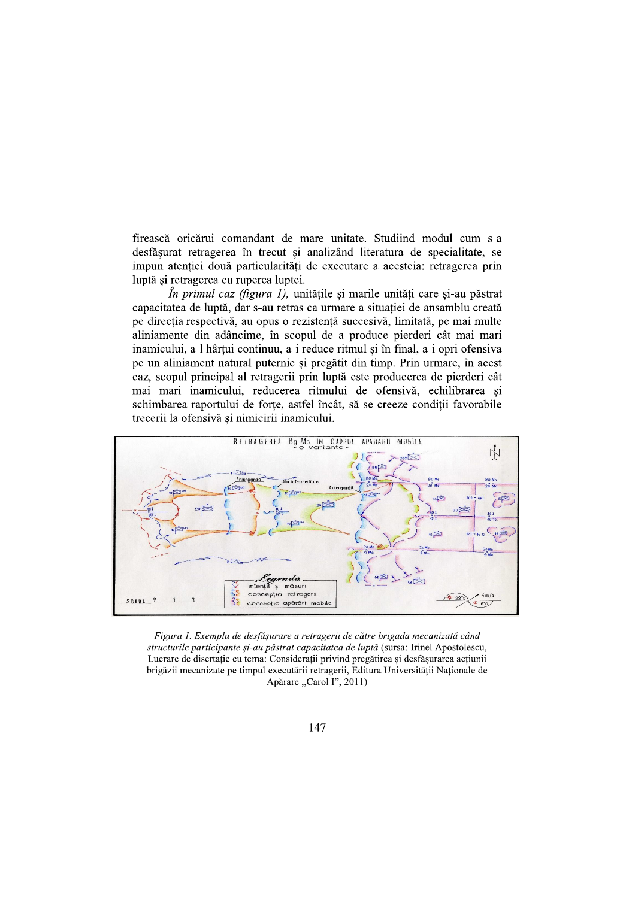firească oricărui comandant de mare unitate. Studiind modul cum s-a desfășurat retragerea în trecut și analizând literatura de specialitate, se impun atenției două particularități de executare a acesteia: retragerea prin luptă și retragerea cu ruperea luptei.

*În primul caz (figura 1),* unitățile și marile unități care și-au păstrat capacitatea de luptă, dar s-au retras ca urmare a situației de ansamblu creată pe direcția respectivă, au opus o rezistență succesivă, limitată, pe mai multe aliniamente din adâncime, în scopul de a produce pierderi cât mai mari inamicului, a-l hărțui continuu, a-i reduce ritmul și în final, a-i opri ofensiva pe un aliniament natural puternic și pregătit din timp. Prin urmare, în acest caz, scopul principal al retragerii prin luptă este producerea de pierderi cât mai mari inamicului, reducerea ritmului de ofensivă, echilibrarea și schimbarea raportului de forțe, astfel încât, să se creeze condiții favorabile trecerii la ofensivă și nimicirii inamicului.

*Figura 1. Exemplu de desfășurare a retragerii de către brigada mecanizată când structurile participante și-au păstrat capacitatea de luptă* (sursa: Irinel Apostolescu, Lucrare de disertație cu tema: Considerații privind pregătirea și desfășurarea acțiunii brigăzii mecanizate pe timpul executării retragerii, Editura Universității Naționale de Apărare „Carol I", 2011)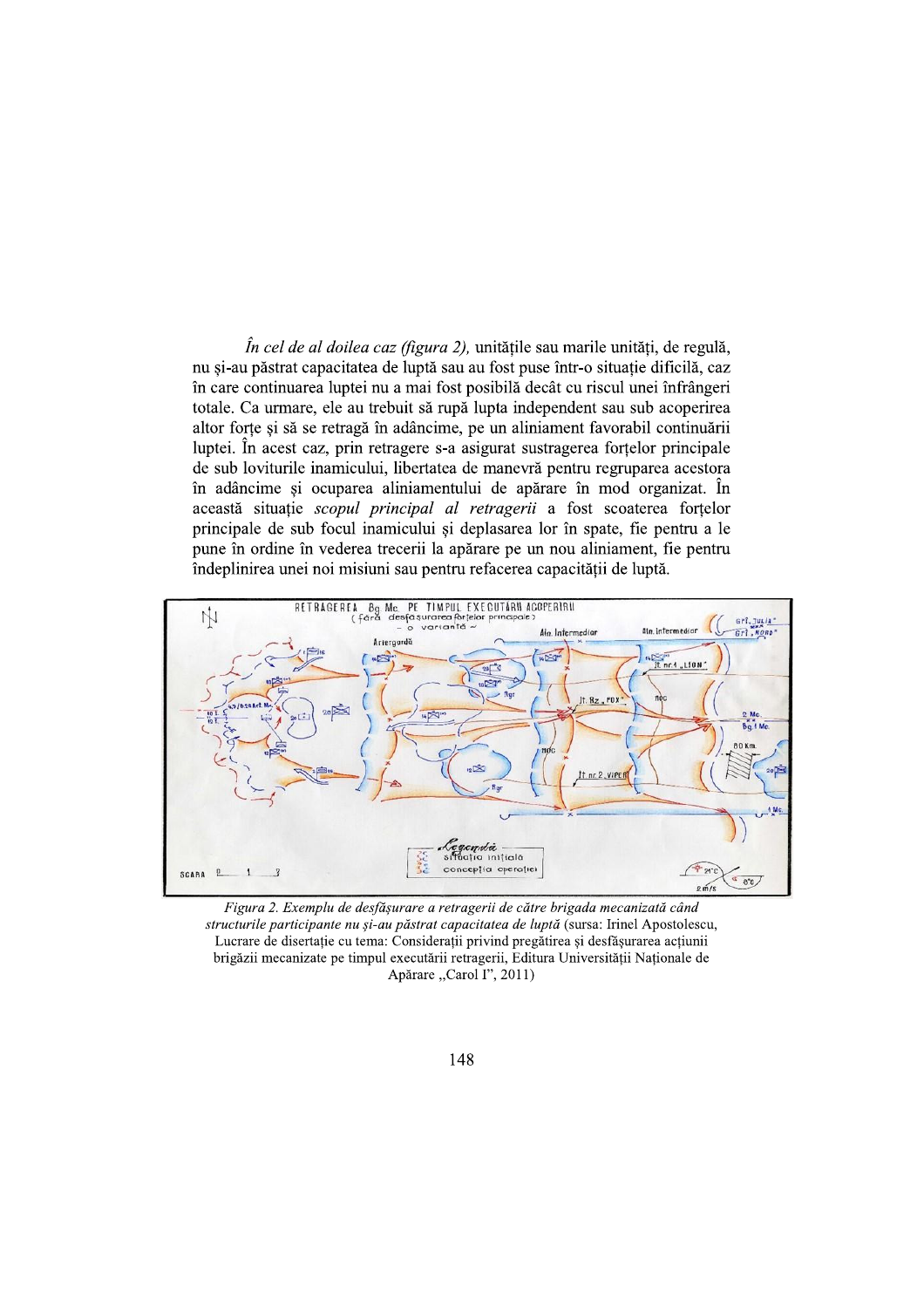*În cel de al doilea caz (figura 2),* unitățile sau marile unități, de regulă, nu și-au păstrat capacitatea de luptă sau au fost puse într-o situație dificilă, caz în care continuarea luptei nu a mai fost posibilă decât cu riscul unei înfrângeri totale. Ca urmare, ele au trebuit să rupă lupta independent sau sub acoperirea altor forțe și să se retragă în adâncime, pe un aliniament favorabil continuării luptei. În acest caz, prin retragere s-a asigurat sustragerea forțelor principale de sub loviturile inamicului, libertatea de manevră pentru regruparea acestora în adâncime și ocuparea aliniamentului de apărare în mod organizat. În această situație *scopul principal al retragerii* a fost scoaterea forțelor principale de sub focul inamicului și deplasarea lor în spate, fie pentru a le pune în ordine în vederea trecerii la apărare pe un nou aliniament, fie pentru îndeplinirea unei noi misiuni sau pentru refacerea capacității de luptă.

*Figura 2. Exemplu de desfășurare a retragerii de către brigada mecanizată când structurile participante nu și-au păstrat capacitatea de luptă* (sursa: Irinel Apostolescu, Lucrare de disertație cu tema: Considerații privind pregătirea și desfășurarea acțiunii brigăzii mecanizate pe timpul executării retragerii, Editura Universității Naționale de Apărare „Carol I", 2011)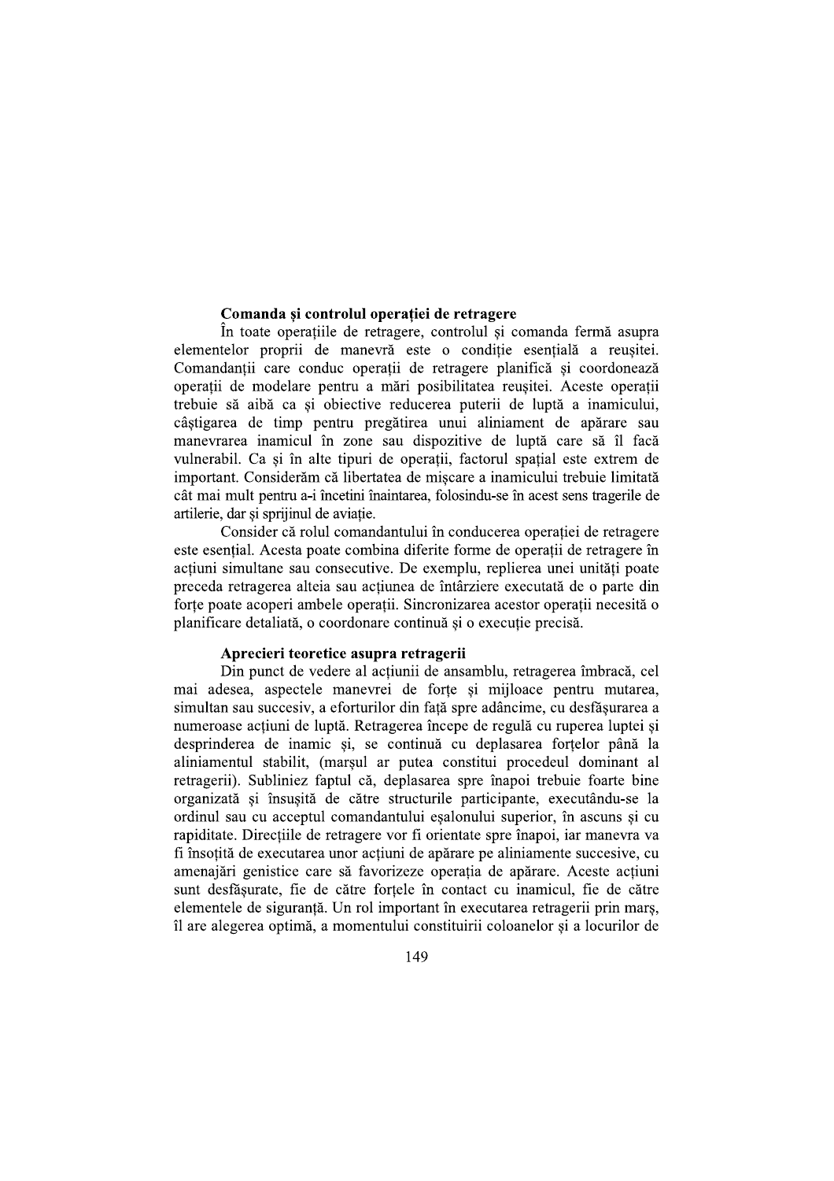**Comanda şi controlul operaţiei de retragere**

În toate operaţiile de retragere, controlul şi comanda fermă asupra elementelor proprii de manevră este o condiţie esenţială a reuşitei. Comandanţii care conduc operaţii de retragere planifică şi coordonează operaţii de modelare pentru a mări posibilitatea reuşitei. Aceste operaţii trebuie să aibă ca şi obiective reducerea puterii de luptă a inamicului, câştigarea de timp pentru pregătirea unui aliniament de apărare sau manevrarea inamicul în zone sau dispozitive de luptă care să îl facă vulnerabil. Ca şi în alte tipuri de operaţii, factorul spaţial este extrem de important. Considerăm că libertatea de mişcare a inamicului trebuie limitată cât mai mult pentru a-i încetini înaintarea, folosindu-se în acest sens tragerile de artilerie, dar şi sprijinul de aviaţie.

Consider că rolul comandantului în conducerea operaţiei de retragere este esenţial. Acesta poate combina diferite forme de operaţii de retragere în acţiuni simultane sau consecutive. De exemplu, replierea unei unităţi poate preceda retragerea alteia sau acţiunea de întârziere executată de o parte din forţe poate acoperi ambele operaţii. Sincronizarea acestor operaţii necesită o planificare detaliată, o coordonare continuă şi o execuţie precisă.

**Aprecieri teoretice asupra retragerii**

Din punct de vedere al acţiunii de ansamblu, retragerea îmbracă, cel mai adesea, aspectele manevrei de forţe şi mijloace pentru mutarea, simultan sau succesiv, a eforturilor din faţă spre adâncime, cu desfăşurarea a numeroase acţiuni de luptă. Retragerea începe de regulă cu ruperea luptei şi desprinderea de inamic şi, se continuă cu deplasarea forţelor până la aliniamentul stabilit, (marşul ar putea constitui procedeul dominant al retragerii). Subliniez faptul că, deplasarea spre înapoi trebuie foarte bine organizată şi însuşită de către structurile participante, executându-se la ordinul sau cu acceptul comandantului eşalonului superior, în ascuns şi cu rapiditate. Direcţiile de retragere vor fi orientate spre înapoi, iar manevra va fi însoţită de executarea unor acţiuni de apărare pe aliniamente succesive, cu amenajări genistice care să favorizeze operaţia de apărare. Aceste acţiuni sunt desfăşurate, fie de către forţele în contact cu inamicul, fie de către elementele de siguranţă. Un rol important în executarea retragerii prin marş, îl are alegerea optimă, a momentului constituirii coloanelor şi a locurilor de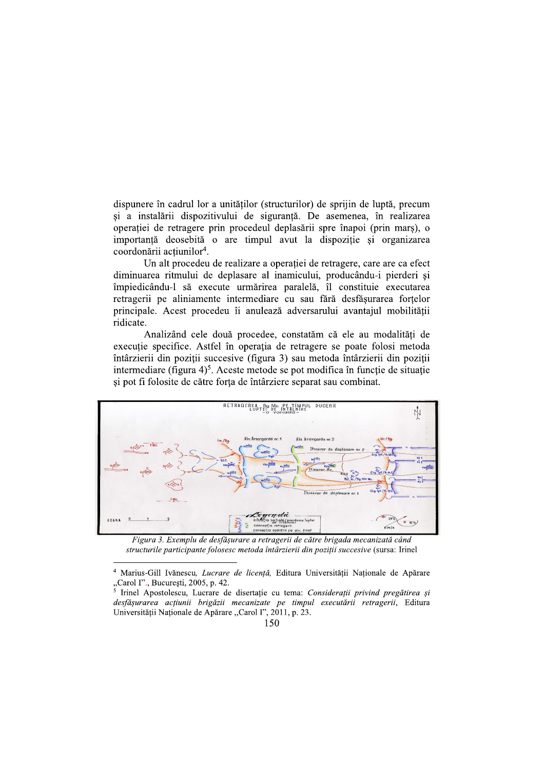dispunere în cadrul lor a unităților (structurilor) de sprijin de luptă, precum și a instalării dispozitivului de siguranță. De asemenea, în realizarea operației de retragere prin procedeul deplasării spre înapoi (prin marș), o importanță deosebită o are timpul avut la dispoziție și organizarea coordonării acțiunilor[4].

Un alt procedeu de realizare a operației de retragere, care are ca efect diminuarea ritmului de deplasare al inamicului, producându-i pierderi și împiedicându-l să execute urmărirea paralelă, îl constituie executarea retragerii pe aliniamente intermediare cu sau fără desfășurarea forțelor principale. Acest procedeu îi anulează adversarului avantajul mobilității ridicate.

Analizând cele două procedee, constatăm că ele au modalități de execuție specifice. Astfel în operația de retragere se poate folosi metoda întârzierii din poziții succesive (figura 3) sau metoda întârzierii din poziții intermediare (figura 4)[5]. Aceste metode se pot modifica în funcție de situație și pot fi folosite de către forța de întârziere separat sau combinat.

*Figura 3. Exemplu de desfășurare a retragerii de către brigada mecanizată când structurile participante folosesc metoda întârzierii din poziții succesive* (sursa: Irinel

[4] Marius-Gill Ivănescu, *Lucrare de licență*, Editura Universității Naționale de Apărare „Carol I"., București, 2005, p. 42.

[5] Irinel Apostolescu, Lucrare de disertație cu tema: *Considerații privind pregătirea și desfășurarea acțiunii brigăzii mecanizate pe timpul executării retragerii*, Editura Universității Naționale de Apărare ,,Carol I", 2011, p. 23.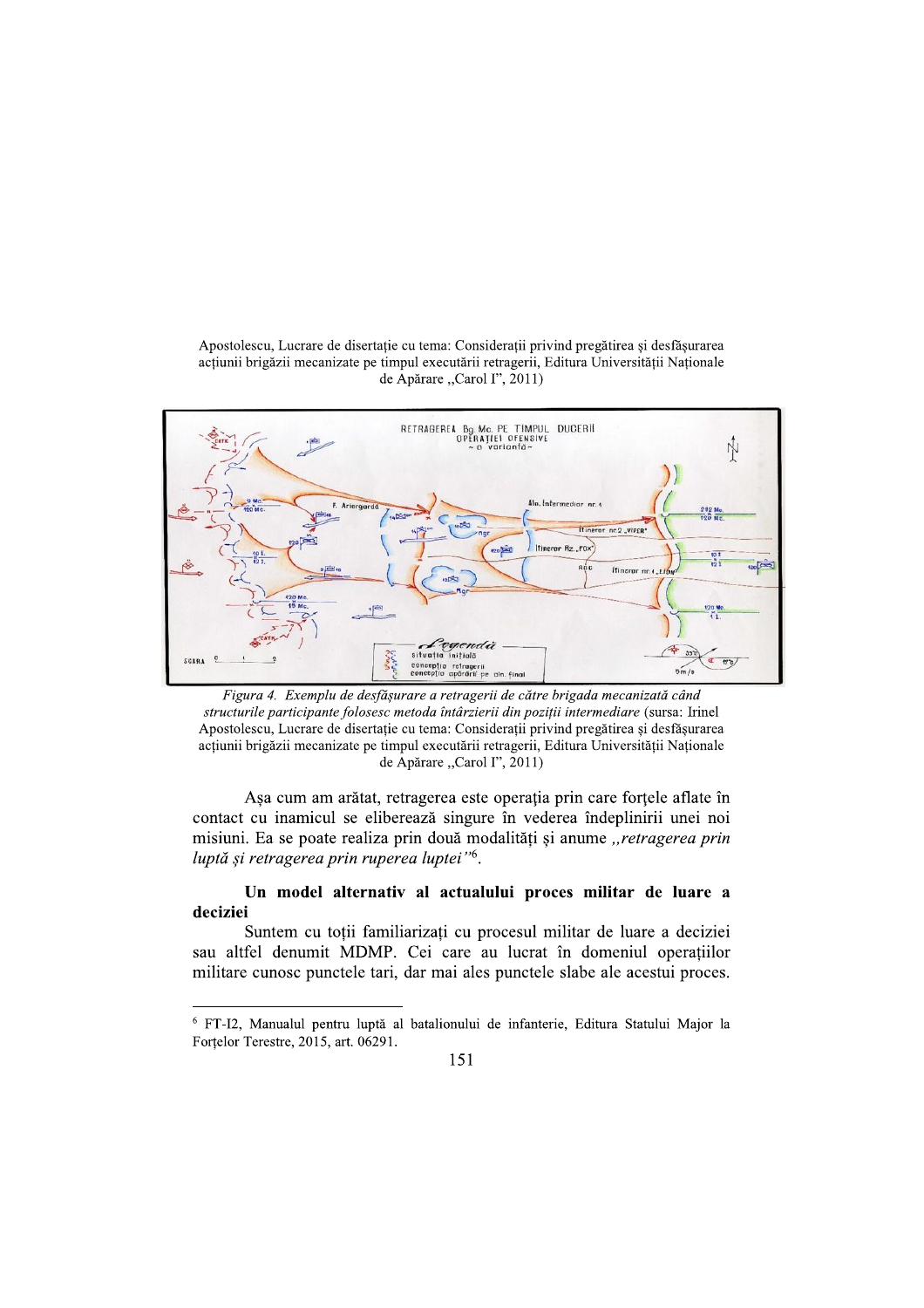Apostolescu, Lucrare de disertație cu tema: Considerații privind pregătirea și desfășurarea acțiunii brigăzii mecanizate pe timpul executării retragerii, Editura Universității Naționale de Apărare „Carol I", 2011)

*Figura 4. Exemplu de desfășurare a retragerii de către brigada mecanizată când structurile participante folosesc metoda întârzierii din poziții intermediare* (sursa: Irinel Apostolescu, Lucrare de disertație cu tema: Considerații privind pregătirea și desfășurarea acțiunii brigăzii mecanizate pe timpul executării retragerii, Editura Universității Naționale de Apărare „Carol I", 2011)

Așa cum am arătat, retragerea este operația prin care forțele aflate în contact cu inamicul se eliberează singure în vederea îndeplinirii unei noi misiuni. Ea se poate realiza prin două modalități și anume *„retragerea prin luptă și retragerea prin ruperea luptei"*[6].

**Un model alternativ al actualului proces militar de luare a deciziei**

Suntem cu toții familiarizați cu procesul militar de luare a deciziei sau altfel denumit MDMP. Cei care au lucrat în domeniul operațiilor militare cunosc punctele tari, dar mai ales punctele slabe ale acestui proces.

---

[6] FT-I2, Manualul pentru luptă al batalionului de infanterie, Editura Statului Major la Forțelor Terestre, 2015, art. 06291.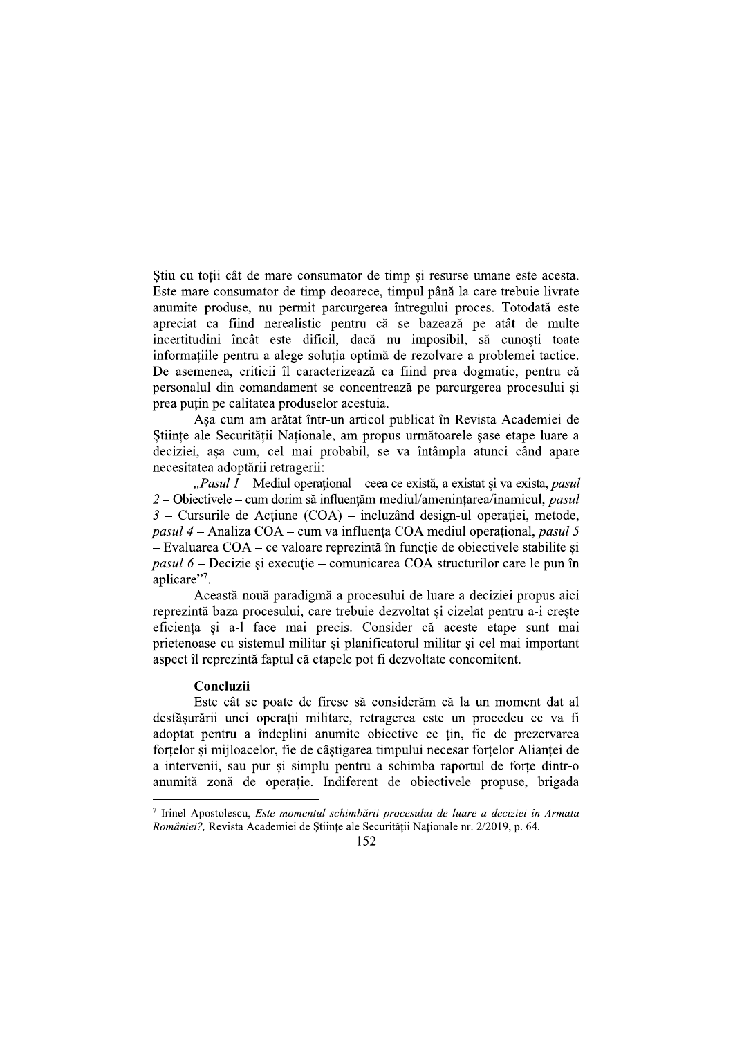Știu cu toții cât de mare consumator de timp și resurse umane este acesta. Este mare consumator de timp deoarece, timpul până la care trebuie livrate anumite produse, nu permit parcurgerea întregului proces. Totodată este apreciat ca fiind nerealistic pentru că se bazează pe atât de multe incertitudini încât este dificil, dacă nu imposibil, să cunoști toate informațiile pentru a alege soluția optimă de rezolvare a problemei tactice. De asemenea, criticii îl caracterizează ca fiind prea dogmatic, pentru că personalul din comandament se concentrează pe parcurgerea procesului și prea puțin pe calitatea produselor acestuia.

Așa cum am arătat într-un articol publicat în Revista Academiei de Științe ale Securității Naționale, am propus următoarele șase etape luare a deciziei, așa cum, cel mai probabil, se va întâmpla atunci când apare necesitatea adoptării retragerii:

„*Pasul 1* – Mediul operațional – ceea ce există, a existat și va exista, *pasul 2* – Obiectivele – cum dorim să influențăm mediul/amenințarea/inamicul, *pasul 3* – Cursurile de Acțiune (COA) – incluzând design-ul operației, metode, *pasul 4* – Analiza COA – cum va influența COA mediul operațional, *pasul 5* – Evaluarea COA – ce valoare reprezintă în funcție de obiectivele stabilite și *pasul 6* – Decizie și execuție – comunicarea COA structurilor care le pun în aplicare”[7].

Această nouă paradigmă a procesului de luare a deciziei propus aici reprezintă baza procesului, care trebuie dezvoltat și cizelat pentru a-i crește eficiența și a-l face mai precis. Consider că aceste etape sunt mai prietenoase cu sistemul militar și planificatorul militar și cel mai important aspect îl reprezintă faptul că etapele pot fi dezvoltate concomitent.

**Concluzii**

Este cât se poate de firesc să considerăm că la un moment dat al desfășurării unei operații militare, retragerea este un procedeu ce va fi adoptat pentru a îndeplini anumite obiective ce țin, fie de prezervarea forțelor și mijloacelor, fie de câștigarea timpului necesar forțelor Alianței de a interveni, sau pur și simplu pentru a schimba raportul de forțe dintr-o anumită zonă de operație. Indiferent de obiectivele propuse, brigada

---

[7] Irinel Apostolescu, *Este momentul schimbării procesului de luare a deciziei în Armata României?*, Revista Academiei de Științe ale Securității Naționale nr. 2/2019, p. 64.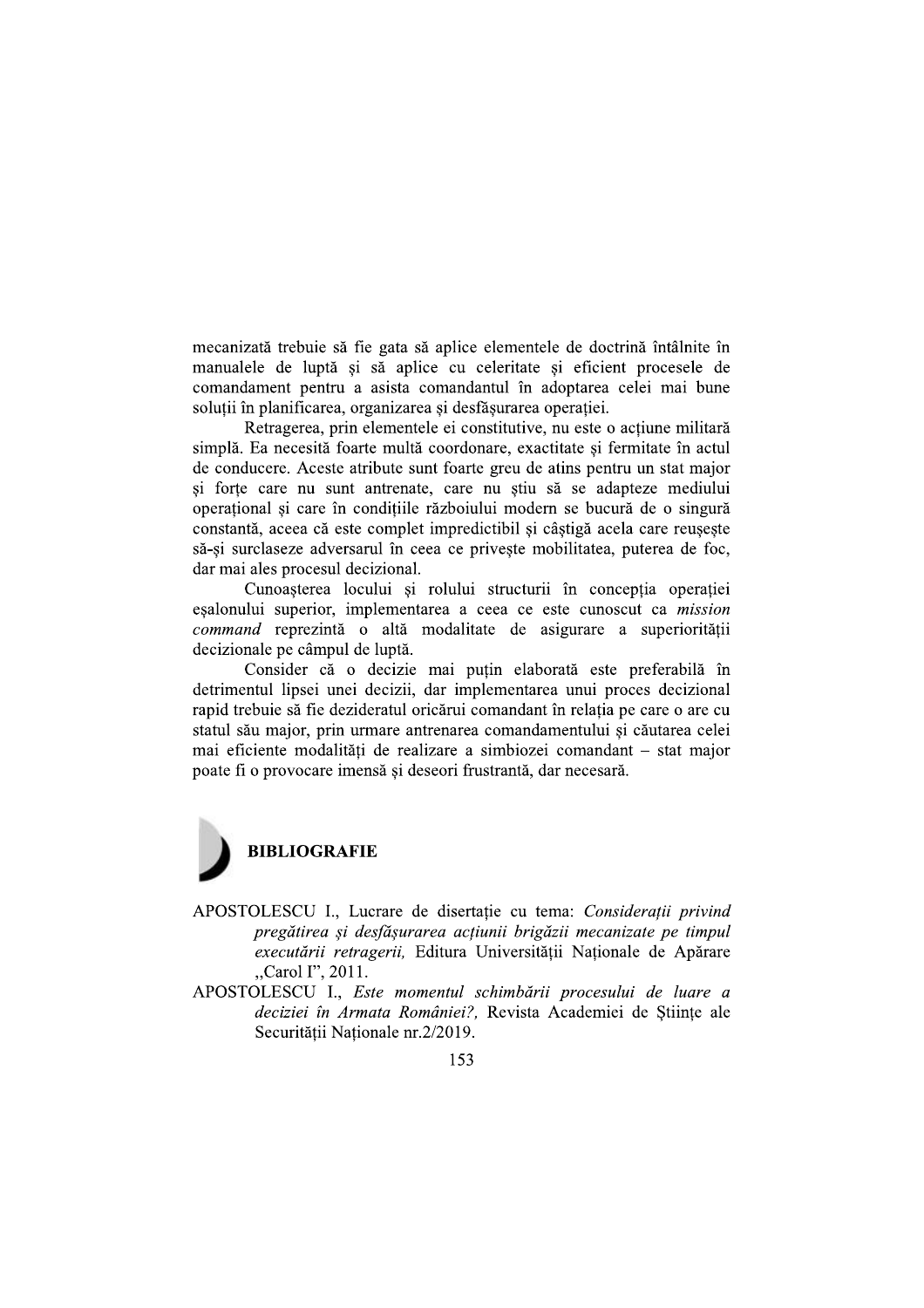mecanizată trebuie să fie gata să aplice elementele de doctrină întâlnite în manualele de luptă și să aplice cu celeritate și eficient procesele de comandament pentru a asista comandantul în adoptarea celei mai bune soluții în planificarea, organizarea și desfășurarea operației.

Retragerea, prin elementele ei constitutive, nu este o acțiune militară simplă. Ea necesită foarte multă coordonare, exactitate și fermitate în actul de conducere. Aceste atribute sunt foarte greu de atins pentru un stat major și forțe care nu sunt antrenate, care nu știu să se adapteze mediului operațional și care în condițiile războiului modern se bucură de o singură constantă, aceea că este complet impredictibil și câștigă acela care reușește să-și surclaseze adversarul în ceea ce privește mobilitatea, puterea de foc, dar mai ales procesul decizional.

Cunoașterea locului și rolului structurii în concepția operației eșalonului superior, implementarea a ceea ce este cunoscut ca *mission command* reprezintă o altă modalitate de asigurare a superiorității decizionale pe câmpul de luptă.

Consider că o decizie mai puțin elaborată este preferabilă în detrimentul lipsei unei decizii, dar implementarea unui proces decizional rapid trebuie să fie deziderarul oricărui comandant în relația pe care o are cu statul său major, prin urmare antrenarea comandamentului și căutarea celei mai eficiente modalități de realizare a simbiozei comandant – stat major poate fi o provocare imensă și deseori frustrantă, dar necesară.

## BIBLIOGRAFIE

APOSTOLESCU I., Lucrare de disertație cu tema: *Considerații privind pregătirea și desfășurarea acțiunii brigăzii mecanizate pe timpul executării retragerii,* Editura Universității Naționale de Apărare „Carol I", 2011.

APOSTOLESCU I., *Este momentul schimbării procesului de luare a deciziei în Armata României?,* Revista Academiei de Științe ale Securității Naționale nr.2/2019.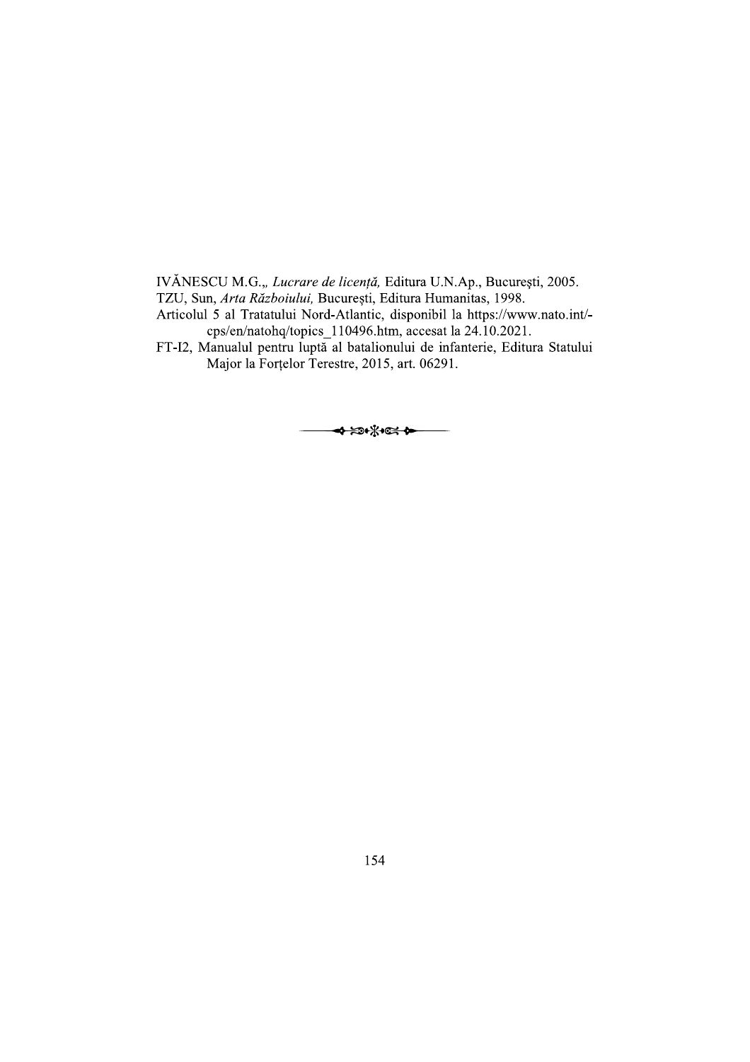IVĂNESCU M.G.„ *Lucrare de licență,* Editura U.N.Ap., București, 2005.

TZU, Sun, *Arta Războiului,* București, Editura Humanitas, 1998.

Articolul 5 al Tratatului Nord-Atlantic, disponibil la https://www.nato.int/-cps/en/natohq/topics_110496.htm, accesat la 24.10.2021.

FT-I2, Manualul pentru luptă al batalionului de infanterie, Editura Statului Major la Forțelor Terestre, 2015, art. 06291.